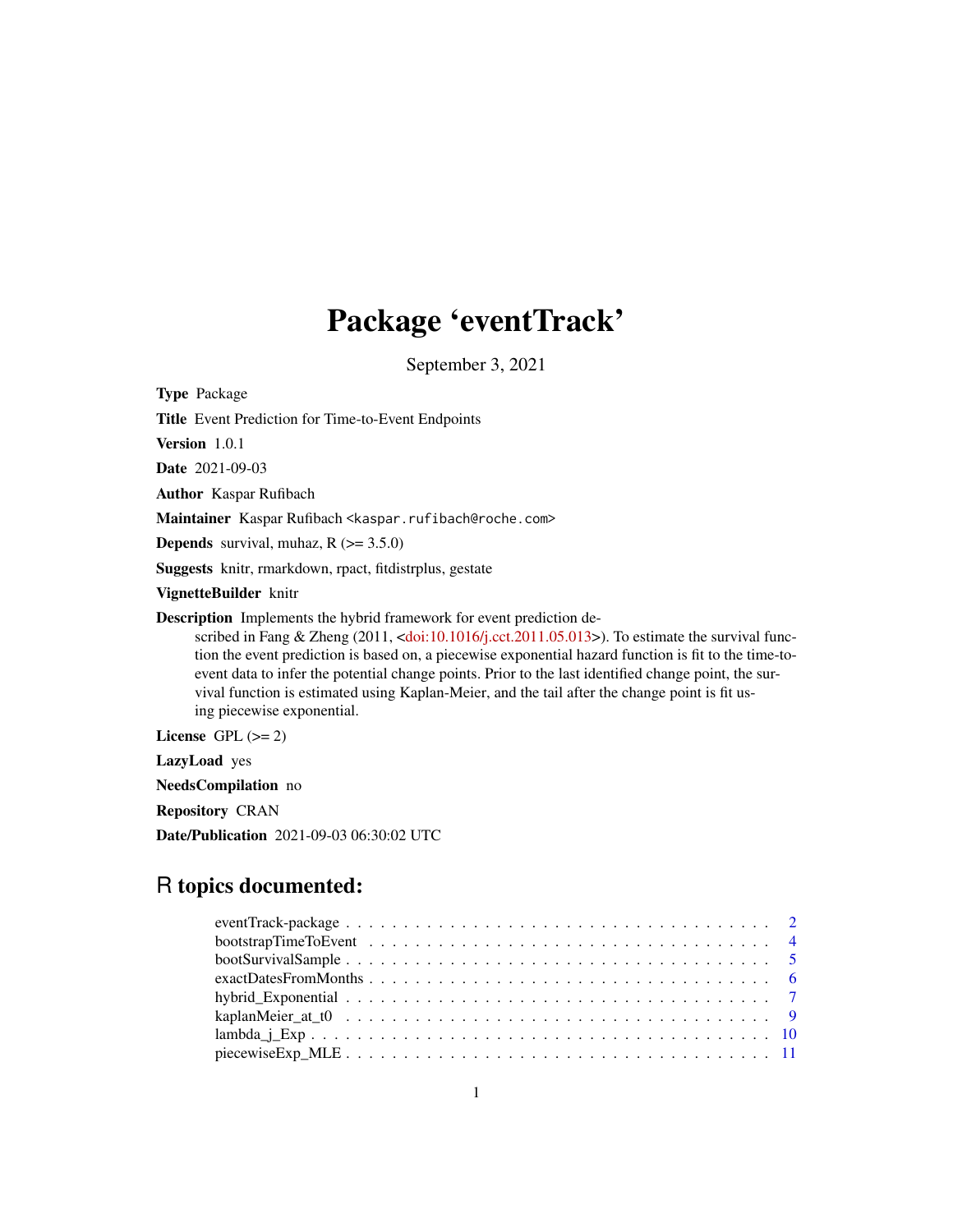# Package 'eventTrack'

September 3, 2021

**Type** Package

**Title** Event Prediction for Time-to-Event Endpoints

**Version** 1.0.1

**Date** 2021-09-03

**Author** Kaspar Rufibach

**Maintainer** Kaspar Rufibach <kaspar.rufibach@roche.com>

**Depends** survival, muhaz, R (>= 3.5.0)

**Suggests** knitr, rmarkdown, rpact, fitdistrplus, gestate

**VignetteBuilder** knitr

**Description** Implements the hybrid framework for event prediction described in Fang & Zheng (2011, <doi:10.1016/j.cct.2011.05.013>). To estimate the survival function the event prediction is based on, a piecewise exponential hazard function is fit to the time-to-event data to infer the potential change points. Prior to the last identified change point, the survival function is estimated using Kaplan-Meier, and the tail after the change point is fit using piecewise exponential.

**License** GPL (>= 2)

**LazyLoad** yes

**NeedsCompilation** no

**Repository** CRAN

**Date/Publication** 2021-09-03 06:30:02 UTC

## R topics documented:

- eventTrack-package . . . . . . . . . . . . . . . . . . . . . . . . . . . . . . . . . . . 2
- bootstrapTimeToEvent . . . . . . . . . . . . . . . . . . . . . . . . . . . . . . . . . 4
- bootSurvivalSample . . . . . . . . . . . . . . . . . . . . . . . . . . . . . . . . . . . 5
- exactDatesFromMonths . . . . . . . . . . . . . . . . . . . . . . . . . . . . . . . . . 6
- hybrid_Exponential . . . . . . . . . . . . . . . . . . . . . . . . . . . . . . . . . . . 7
- kaplanMeier_at_t0 . . . . . . . . . . . . . . . . . . . . . . . . . . . . . . . . . . . 9
- lambda_j_Exp . . . . . . . . . . . . . . . . . . . . . . . . . . . . . . . . . . . . . 10
- piecewiseExp_MLE . . . . . . . . . . . . . . . . . . . . . . . . . . . . . . . . . . . 11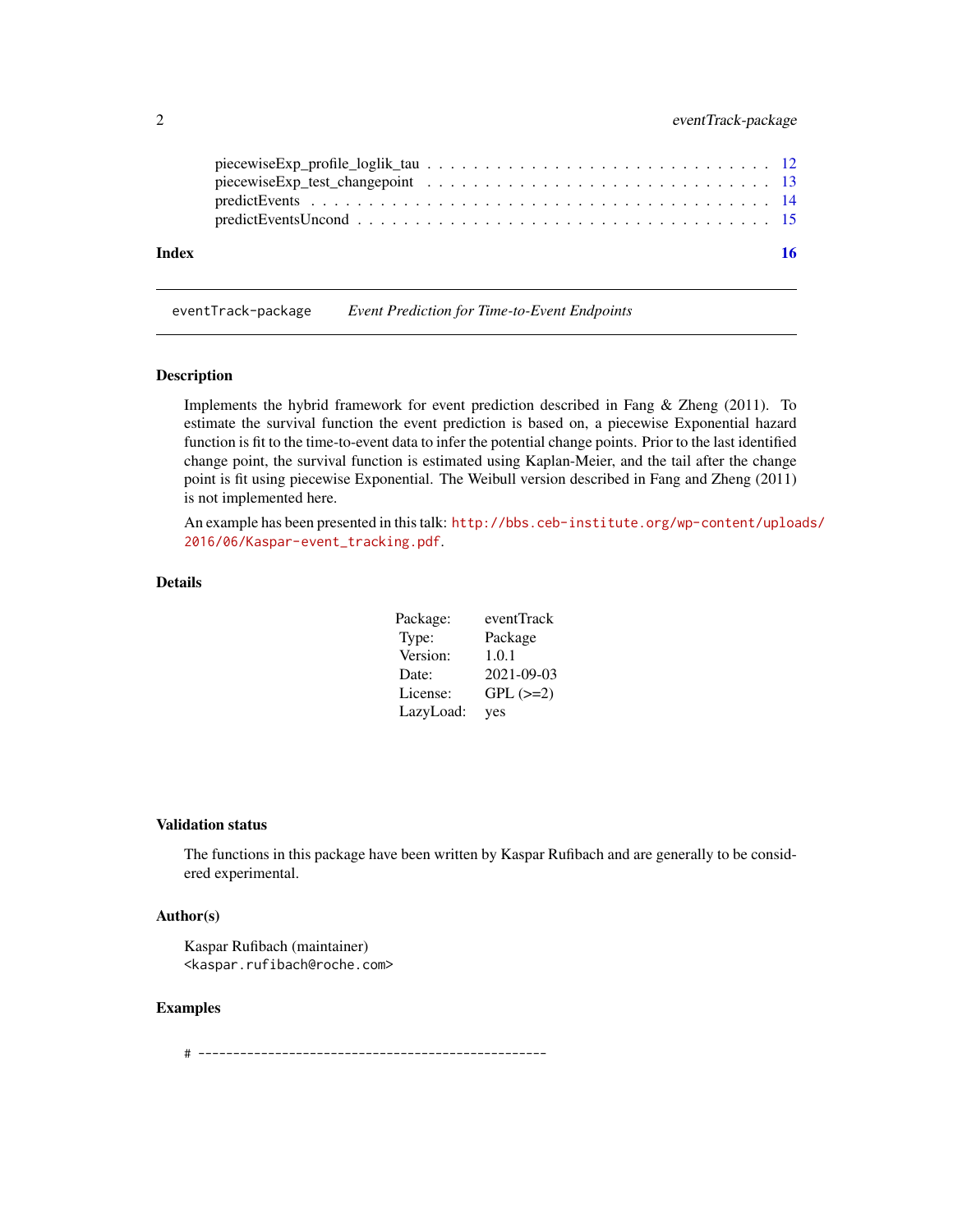piecewiseExp_profile_loglik_tau . . . . . . . . . . . . . . . . . . . . . . . . . . . . 12
piecewiseExp_test_changepoint . . . . . . . . . . . . . . . . . . . . . . . . . . . . 13
predictEvents . . . . . . . . . . . . . . . . . . . . . . . . . . . . . . . . . . . . 14
predictEventsUncond . . . . . . . . . . . . . . . . . . . . . . . . . . . . . . . . . 15

**Index** 16

---

`eventTrack-package` *Event Prediction for Time-to-Event Endpoints*

---

### Description

Implements the hybrid framework for event prediction described in Fang & Zheng (2011). To estimate the survival function the event prediction is based on, a piecewise Exponential hazard function is fit to the time-to-event data to infer the potential change points. Prior to the last identified change point, the survival function is estimated using Kaplan-Meier, and the tail after the change point is fit using piecewise Exponential. The Weibull version described in Fang and Zheng (2011) is not implemented here.

An example has been presented in this talk: http://bbs.ceb-institute.org/wp-content/uploads/2016/06/Kaspar-event_tracking.pdf.

### Details

| | |
|---|---|
| Package: | eventTrack |
| Type: | Package |
| Version: | 1.0.1 |
| Date: | 2021-09-03 |
| License: | GPL (>=2) |
| LazyLoad: | yes |

### Validation status

The functions in this package have been written by Kaspar Rufibach and are generally to be considered experimental.

### Author(s)

Kaspar Rufibach (maintainer)
<kaspar.rufibach@roche.com>

### Examples

```
# --------------------------------------------------
```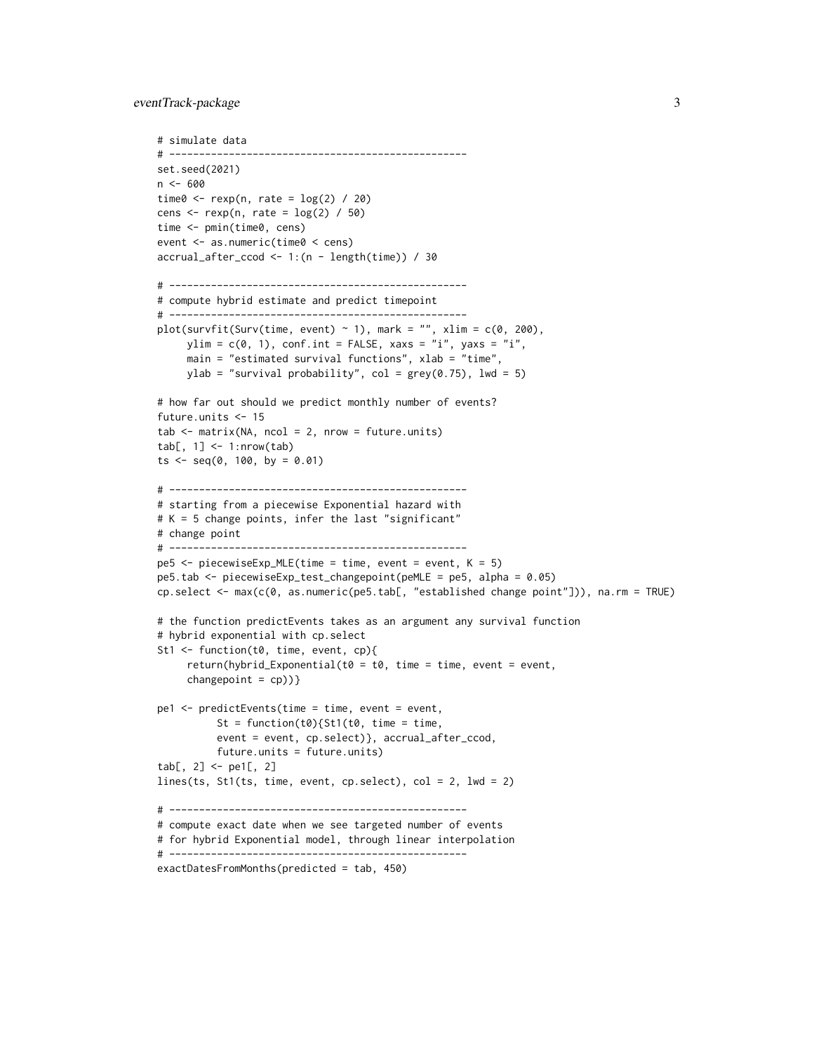```
# simulate data
# --------------------------------------------------
set.seed(2021)
n <- 600
time0 <- rexp(n, rate = log(2) / 20)
cens <- rexp(n, rate = log(2) / 50)
time <- pmin(time0, cens)
event <- as.numeric(time0 < cens)
accrual_after_ccod <- 1:(n - length(time)) / 30

# --------------------------------------------------
# compute hybrid estimate and predict timepoint
# --------------------------------------------------
plot(survfit(Surv(time, event) ~ 1), mark = "", xlim = c(0, 200),
     ylim = c(0, 1), conf.int = FALSE, xaxs = "i", yaxs = "i",
     main = "estimated survival functions", xlab = "time",
     ylab = "survival probability", col = grey(0.75), lwd = 5)

# how far out should we predict monthly number of events?
future.units <- 15
tab <- matrix(NA, ncol = 2, nrow = future.units)
tab[, 1] <- 1:nrow(tab)
ts <- seq(0, 100, by = 0.01)

# --------------------------------------------------
# starting from a piecewise Exponential hazard with
# K = 5 change points, infer the last "significant"
# change point
# --------------------------------------------------
pe5 <- piecewiseExp_MLE(time = time, event = event, K = 5)
pe5.tab <- piecewiseExp_test_changepoint(peMLE = pe5, alpha = 0.05)
cp.select <- max(c(0, as.numeric(pe5.tab[, "established change point"])), na.rm = TRUE)

# the function predictEvents takes as an argument any survival function
# hybrid exponential with cp.select
St1 <- function(t0, time, event, cp){
     return(hybrid_Exponential(t0 = t0, time = time, event = event,
     changepoint = cp))}

pe1 <- predictEvents(time = time, event = event,
          St = function(t0){St1(t0, time = time,
          event = event, cp.select)}, accrual_after_ccod,
          future.units = future.units)
tab[, 2] <- pe1[, 2]
lines(ts, St1(ts, time, event, cp.select), col = 2, lwd = 2)

# --------------------------------------------------
# compute exact date when we see targeted number of events
# for hybrid Exponential model, through linear interpolation
# --------------------------------------------------
exactDatesFromMonths(predicted = tab, 450)
```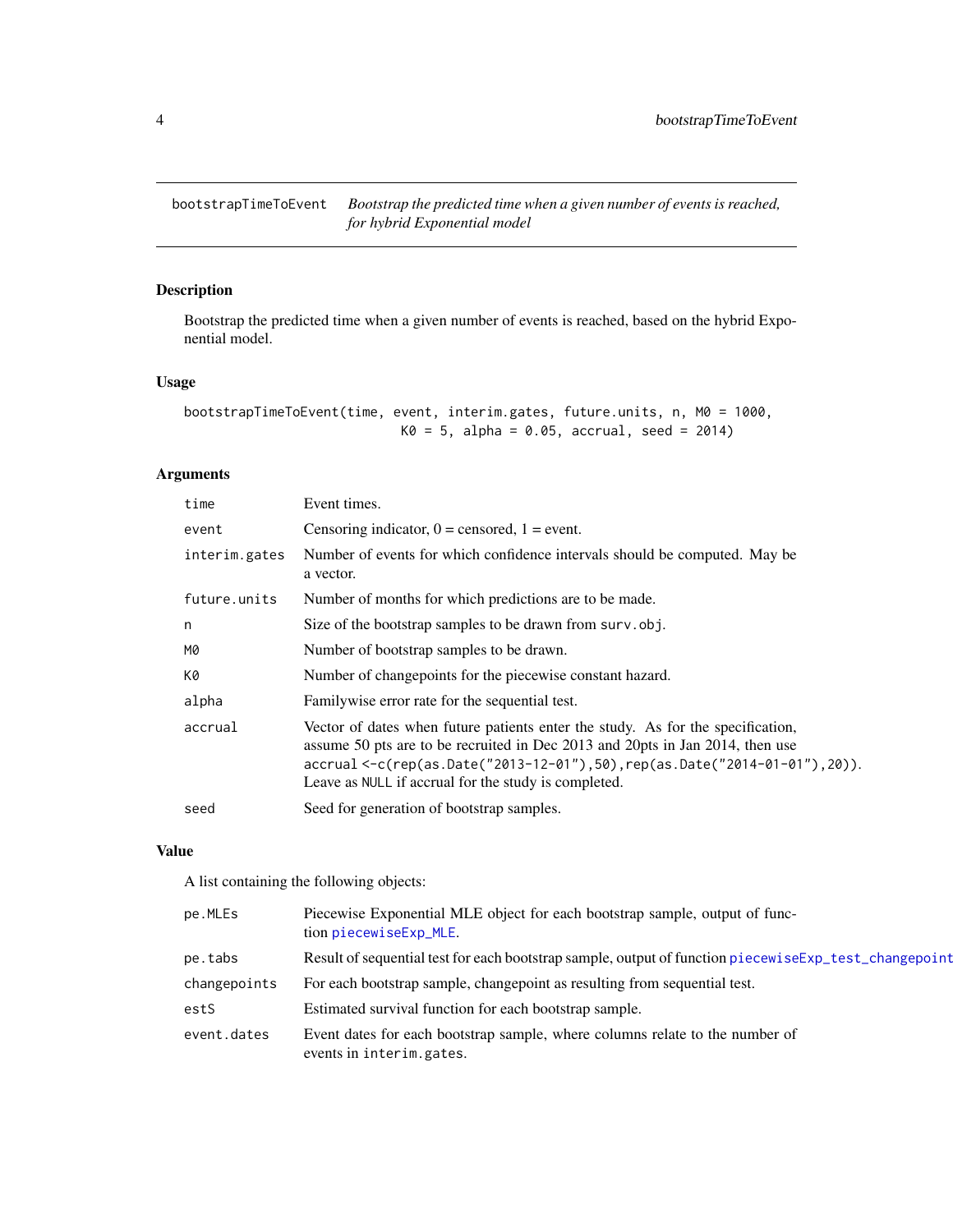`bootstrapTimeToEvent` *Bootstrap the predicted time when a given number of events is reached, for hybrid Exponential model*

## Description

Bootstrap the predicted time when a given number of events is reached, based on the hybrid Exponential model.

## Usage

```
bootstrapTimeToEvent(time, event, interim.gates, future.units, n, M0 = 1000,
                          K0 = 5, alpha = 0.05, accrual, seed = 2014)
```

## Arguments

| | |
|---|---|
| `time` | Event times. |
| `event` | Censoring indicator, 0 = censored, 1 = event. |
| `interim.gates` | Number of events for which confidence intervals should be computed. May be a vector. |
| `future.units` | Number of months for which predictions are to be made. |
| `n` | Size of the bootstrap samples to be drawn from `surv.obj`. |
| `M0` | Number of bootstrap samples to be drawn. |
| `K0` | Number of changepoints for the piecewise constant hazard. |
| `alpha` | Familywise error rate for the sequential test. |
| `accrual` | Vector of dates when future patients enter the study. As for the specification, assume 50 pts are to be recruited in Dec 2013 and 20pts in Jan 2014, then use `accrual <-c(rep(as.Date("2013-12-01"),50),rep(as.Date("2014-01-01"),20))`. Leave as `NULL` if accrual for the study is completed. |
| `seed` | Seed for generation of bootstrap samples. |

## Value

A list containing the following objects:

| | |
|---|---|
| `pe.MLEs` | Piecewise Exponential MLE object for each bootstrap sample, output of function `piecewiseExp_MLE`. |
| `pe.tabs` | Result of sequential test for each bootstrap sample, output of function `piecewiseExp_test_changepoint` |
| `changepoints` | For each bootstrap sample, changepoint as resulting from sequential test. |
| `estS` | Estimated survival function for each bootstrap sample. |
| `event.dates` | Event dates for each bootstrap sample, where columns relate to the number of events in `interim.gates`. |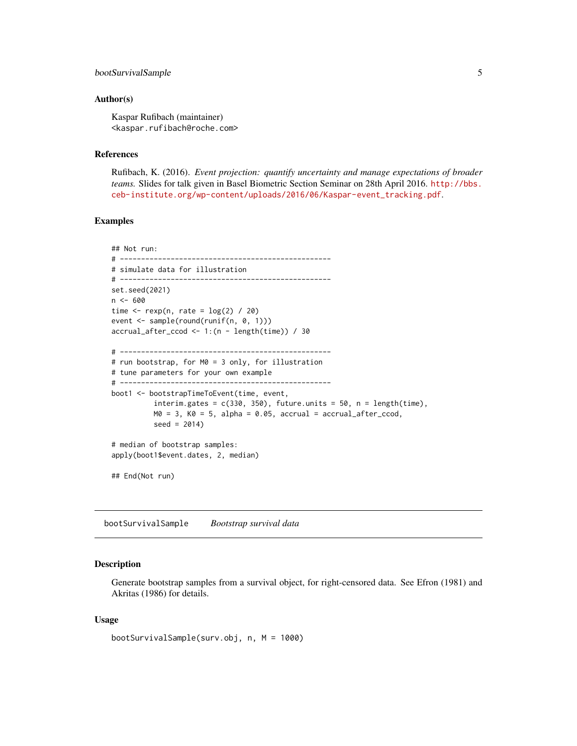## Author(s)

Kaspar Rufibach (maintainer)
<kaspar.rufibach@roche.com>

## References

Rufibach, K. (2016). *Event projection: quantify uncertainty and manage expectations of broader teams.* Slides for talk given in Basel Biometric Section Seminar on 28th April 2016. http://bbs.ceb-institute.org/wp-content/uploads/2016/06/Kaspar-event_tracking.pdf.

## Examples

```
## Not run:
# --------------------------------------------------
# simulate data for illustration
# --------------------------------------------------
set.seed(2021)
n <- 600
time <- rexp(n, rate = log(2) / 20)
event <- sample(round(runif(n, 0, 1)))
accrual_after_ccod <- 1:(n - length(time)) / 30

# --------------------------------------------------
# run bootstrap, for M0 = 3 only, for illustration
# tune parameters for your own example
# --------------------------------------------------
boot1 <- bootstrapTimeToEvent(time, event,
          interim.gates = c(330, 350), future.units = 50, n = length(time),
          M0 = 3, K0 = 5, alpha = 0.05, accrual = accrual_after_ccod,
          seed = 2014)

# median of bootstrap samples:
apply(boot1$event.dates, 2, median)

## End(Not run)
```

---

# bootSurvivalSample — *Bootstrap survival data*

## Description

Generate bootstrap samples from a survival object, for right-censored data. See Efron (1981) and Akritas (1986) for details.

## Usage

```
bootSurvivalSample(surv.obj, n, M = 1000)
```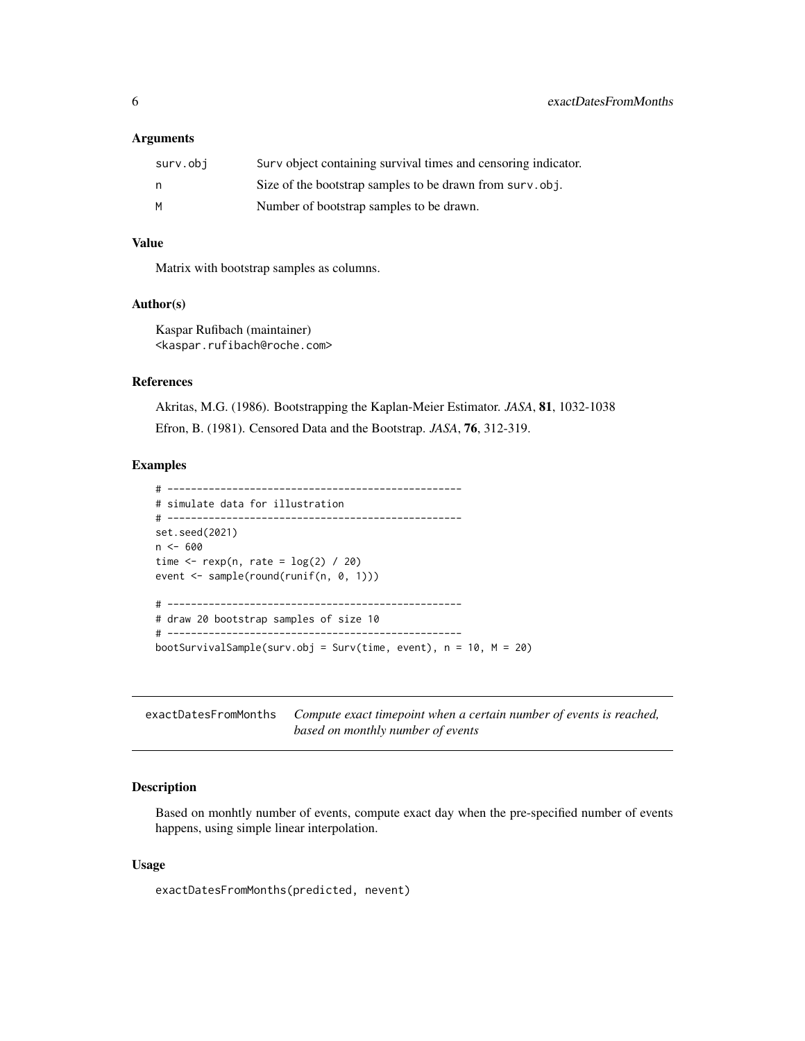### Arguments

| | |
|---|---|
| surv.obj | Surv object containing survival times and censoring indicator. |
| n | Size of the bootstrap samples to be drawn from surv.obj. |
| M | Number of bootstrap samples to be drawn. |

### Value

Matrix with bootstrap samples as columns.

### Author(s)

Kaspar Rufibach (maintainer)
<kaspar.rufibach@roche.com>

### References

Akritas, M.G. (1986). Bootstrapping the Kaplan-Meier Estimator. *JASA*, **81**, 1032-1038

Efron, B. (1981). Censored Data and the Bootstrap. *JASA*, **76**, 312-319.

### Examples

```
# --------------------------------------------------
# simulate data for illustration
# --------------------------------------------------
set.seed(2021)
n <- 600
time <- rexp(n, rate = log(2) / 20)
event <- sample(round(runif(n, 0, 1)))

# --------------------------------------------------
# draw 20 bootstrap samples of size 10
# --------------------------------------------------
bootSurvivalSample(surv.obj = Surv(time, event), n = 10, M = 20)
```

---

## exactDatesFromMonths &nbsp;&nbsp; *Compute exact timepoint when a certain number of events is reached, based on monthly number of events*

---

### Description

Based on monhtly number of events, compute exact day when the pre-specified number of events happens, using simple linear interpolation.

### Usage

```
exactDatesFromMonths(predicted, nevent)
```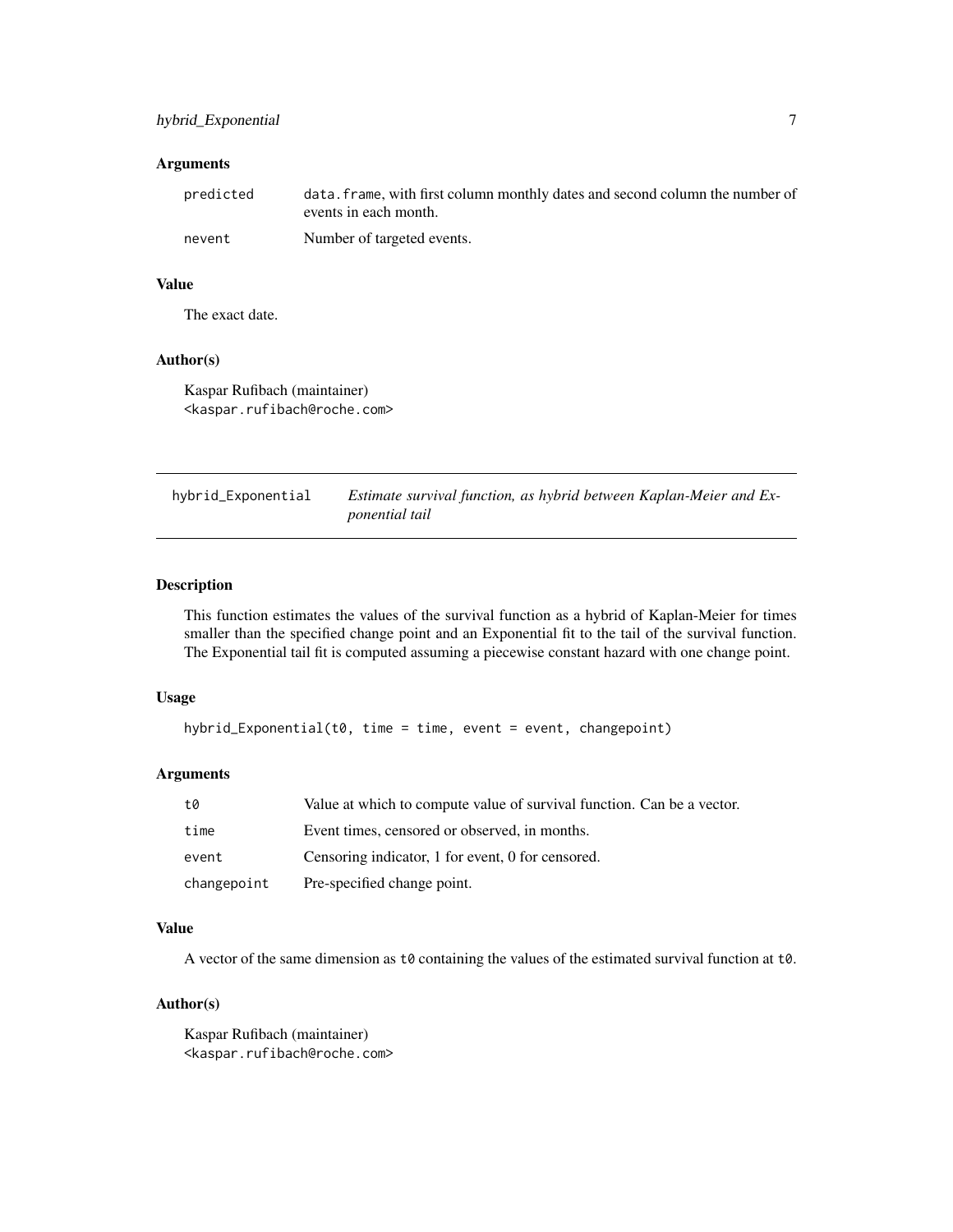### Arguments

| | |
|---|---|
| predicted | data.frame, with first column monthly dates and second column the number of events in each month. |
| nevent | Number of targeted events. |

### Value

The exact date.

### Author(s)

Kaspar Rufibach (maintainer)
<kaspar.rufibach@roche.com>

---

## hybrid_Exponential — *Estimate survival function, as hybrid between Kaplan-Meier and Exponential tail*

---

### Description

This function estimates the values of the survival function as a hybrid of Kaplan-Meier for times smaller than the specified change point and an Exponential fit to the tail of the survival function. The Exponential tail fit is computed assuming a piecewise constant hazard with one change point.

### Usage

```
hybrid_Exponential(t0, time = time, event = event, changepoint)
```

### Arguments

| | |
|---|---|
| t0 | Value at which to compute value of survival function. Can be a vector. |
| time | Event times, censored or observed, in months. |
| event | Censoring indicator, 1 for event, 0 for censored. |
| changepoint | Pre-specified change point. |

### Value

A vector of the same dimension as t0 containing the values of the estimated survival function at t0.

### Author(s)

Kaspar Rufibach (maintainer)
<kaspar.rufibach@roche.com>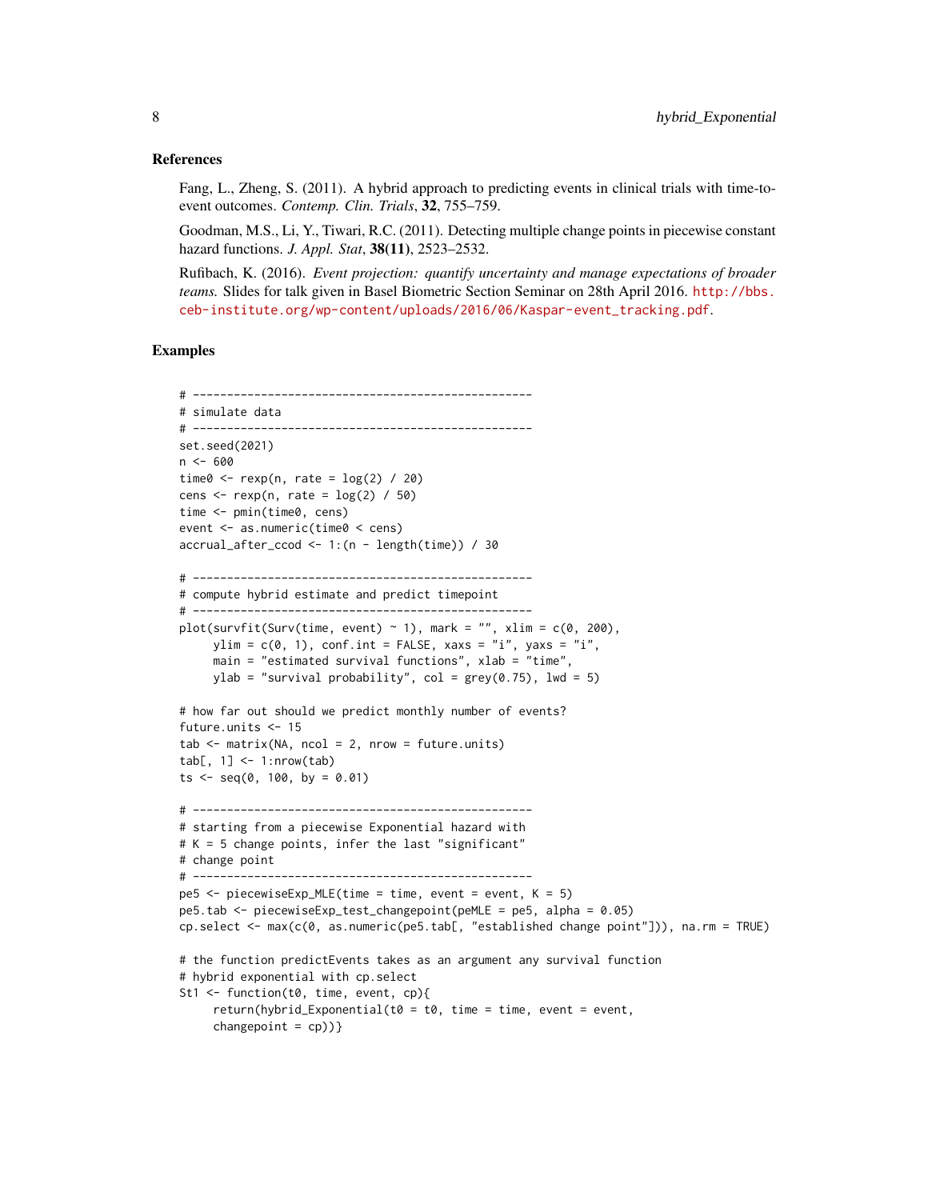### References

Fang, L., Zheng, S. (2011). A hybrid approach to predicting events in clinical trials with time-to-event outcomes. *Contemp. Clin. Trials*, **32**, 755–759.

Goodman, M.S., Li, Y., Tiwari, R.C. (2011). Detecting multiple change points in piecewise constant hazard functions. *J. Appl. Stat*, **38(11)**, 2523–2532.

Rufibach, K. (2016). *Event projection: quantify uncertainty and manage expectations of broader teams.* Slides for talk given in Basel Biometric Section Seminar on 28th April 2016. http://bbs.ceb-institute.org/wp-content/uploads/2016/06/Kaspar-event_tracking.pdf.

### Examples

```
# --------------------------------------------------
# simulate data
# --------------------------------------------------
set.seed(2021)
n <- 600
time0 <- rexp(n, rate = log(2) / 20)
cens <- rexp(n, rate = log(2) / 50)
time <- pmin(time0, cens)
event <- as.numeric(time0 < cens)
accrual_after_ccod <- 1:(n - length(time)) / 30

# --------------------------------------------------
# compute hybrid estimate and predict timepoint
# --------------------------------------------------
plot(survfit(Surv(time, event) ~ 1), mark = "", xlim = c(0, 200),
     ylim = c(0, 1), conf.int = FALSE, xaxs = "i", yaxs = "i",
     main = "estimated survival functions", xlab = "time",
     ylab = "survival probability", col = grey(0.75), lwd = 5)

# how far out should we predict monthly number of events?
future.units <- 15
tab <- matrix(NA, ncol = 2, nrow = future.units)
tab[, 1] <- 1:nrow(tab)
ts <- seq(0, 100, by = 0.01)

# --------------------------------------------------
# starting from a piecewise Exponential hazard with
# K = 5 change points, infer the last "significant"
# change point
# --------------------------------------------------
pe5 <- piecewiseExp_MLE(time = time, event = event, K = 5)
pe5.tab <- piecewiseExp_test_changepoint(peMLE = pe5, alpha = 0.05)
cp.select <- max(c(0, as.numeric(pe5.tab[, "established change point"])), na.rm = TRUE)

# the function predictEvents takes as an argument any survival function
# hybrid exponential with cp.select
St1 <- function(t0, time, event, cp){
     return(hybrid_Exponential(t0 = t0, time = time, event = event,
     changepoint = cp))}
```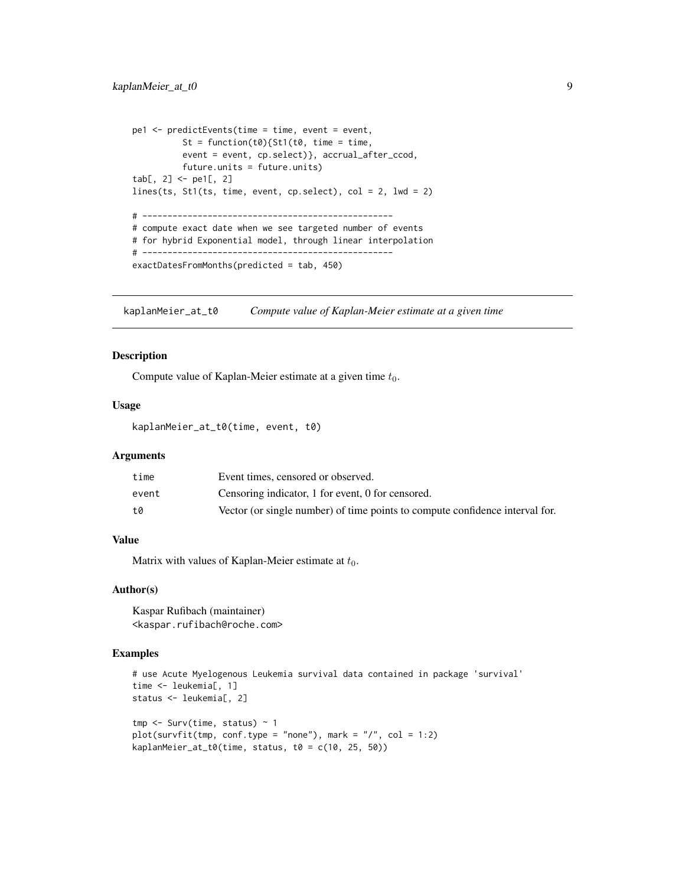```
pe1 <- predictEvents(time = time, event = event,
          St = function(t0){St1(t0, time = time,
          event = event, cp.select)}, accrual_after_ccod,
          future.units = future.units)
tab[, 2] <- pe1[, 2]
lines(ts, St1(ts, time, event, cp.select), col = 2, lwd = 2)

# --------------------------------------------------
# compute exact date when we see targeted number of events
# for hybrid Exponential model, through linear interpolation
# --------------------------------------------------
exactDatesFromMonths(predicted = tab, 450)
```

---

## kaplanMeier_at_t0 — *Compute value of Kaplan-Meier estimate at a given time*

### Description

Compute value of Kaplan-Meier estimate at a given time $t_0$.

### Usage

```
kaplanMeier_at_t0(time, event, t0)
```

### Arguments

| | |
|---|---|
| time | Event times, censored or observed. |
| event | Censoring indicator, 1 for event, 0 for censored. |
| t0 | Vector (or single number) of time points to compute confidence interval for. |

### Value

Matrix with values of Kaplan-Meier estimate at $t_0$.

### Author(s)

Kaspar Rufibach (maintainer)
<kaspar.rufibach@roche.com>

### Examples

```
# use Acute Myelogenous Leukemia survival data contained in package 'survival'
time <- leukemia[, 1]
status <- leukemia[, 2]

tmp <- Surv(time, status) ~ 1
plot(survfit(tmp, conf.type = "none"), mark = "/", col = 1:2)
kaplanMeier_at_t0(time, status, t0 = c(10, 25, 50))
```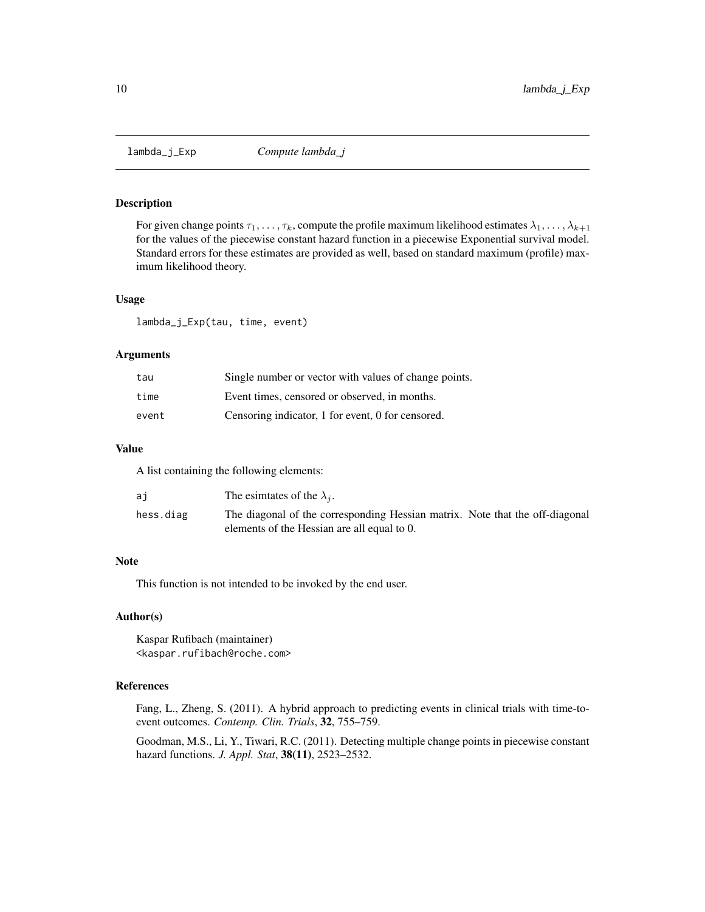# lambda_j_Exp — *Compute lambda_j*

## Description

For given change points $\tau_1, \ldots, \tau_k$, compute the profile maximum likelihood estimates $\lambda_1, \ldots, \lambda_{k+1}$ for the values of the piecewise constant hazard function in a piecewise Exponential survival model. Standard errors for these estimates are provided as well, based on standard maximum (profile) maximum likelihood theory.

## Usage

```
lambda_j_Exp(tau, time, event)
```

## Arguments

| | |
|---|---|
| tau | Single number or vector with values of change points. |
| time | Event times, censored or observed, in months. |
| event | Censoring indicator, 1 for event, 0 for censored. |

## Value

A list containing the following elements:

| | |
|---|---|
| aj | The esimtates of the $\lambda_j$. |
| hess.diag | The diagonal of the corresponding Hessian matrix. Note that the off-diagonal elements of the Hessian are all equal to 0. |

## Note

This function is not intended to be invoked by the end user.

## Author(s)

Kaspar Rufibach (maintainer)
<kaspar.rufibach@roche.com>

## References

Fang, L., Zheng, S. (2011). A hybrid approach to predicting events in clinical trials with time-to-event outcomes. *Contemp. Clin. Trials*, **32**, 755–759.

Goodman, M.S., Li, Y., Tiwari, R.C. (2011). Detecting multiple change points in piecewise constant hazard functions. *J. Appl. Stat*, **38(11)**, 2523–2532.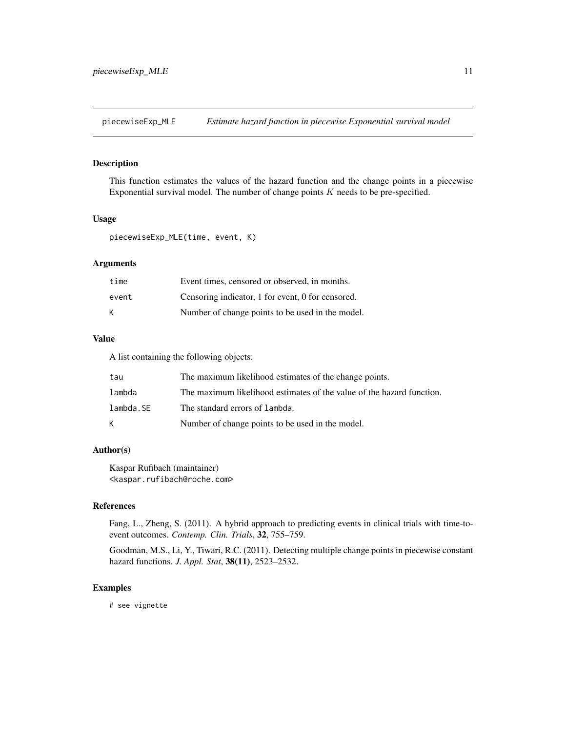## piecewiseExp_MLE *Estimate hazard function in piecewise Exponential survival model*

### Description

This function estimates the values of the hazard function and the change points in a piecewise Exponential survival model. The number of change points $K$ needs to be pre-specified.

### Usage

```
piecewiseExp_MLE(time, event, K)
```

### Arguments

| | |
|---|---|
| `time` | Event times, censored or observed, in months. |
| `event` | Censoring indicator, 1 for event, 0 for censored. |
| `K` | Number of change points to be used in the model. |

### Value

A list containing the following objects:

| | |
|---|---|
| `tau` | The maximum likelihood estimates of the change points. |
| `lambda` | The maximum likelihood estimates of the value of the hazard function. |
| `lambda.SE` | The standard errors of `lambda`. |
| `K` | Number of change points to be used in the model. |

### Author(s)

Kaspar Rufibach (maintainer)
<kaspar.rufibach@roche.com>

### References

Fang, L., Zheng, S. (2011). A hybrid approach to predicting events in clinical trials with time-to-event outcomes. *Contemp. Clin. Trials*, **32**, 755–759.

Goodman, M.S., Li, Y., Tiwari, R.C. (2011). Detecting multiple change points in piecewise constant hazard functions. *J. Appl. Stat*, **38(11)**, 2523–2532.

### Examples

```
# see vignette
```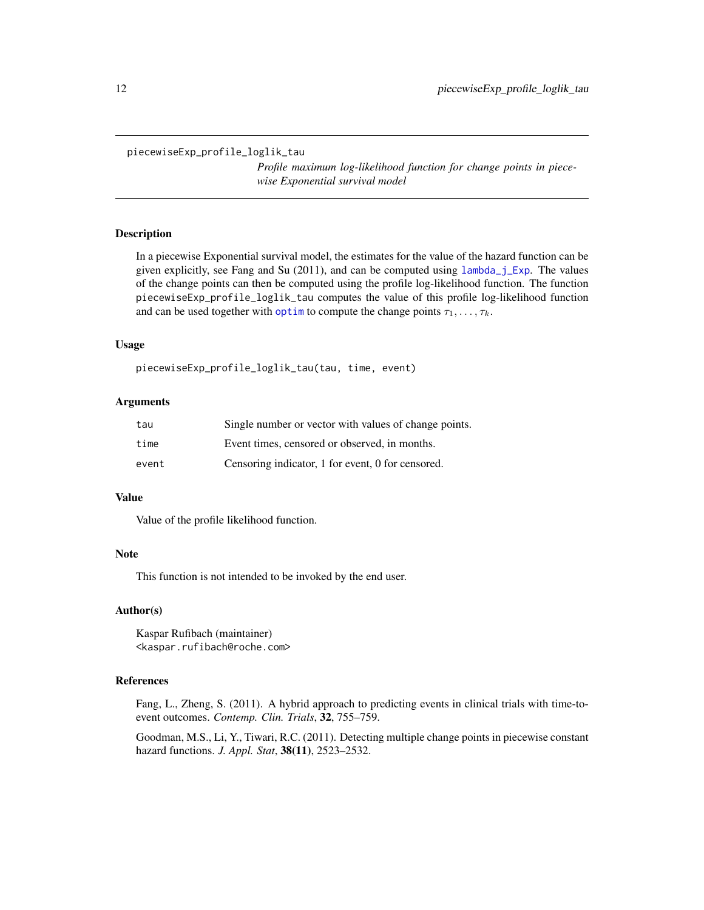`piecewiseExp_profile_loglik_tau`

*Profile maximum log-likelihood function for change points in piecewise Exponential survival model*

### Description

In a piecewise Exponential survival model, the estimates for the value of the hazard function can be given explicitly, see Fang and Su (2011), and can be computed using `lambda_j_Exp`. The values of the change points can then be computed using the profile log-likelihood function. The function `piecewiseExp_profile_loglik_tau` computes the value of this profile log-likelihood function and can be used together with `optim` to compute the change points $\tau_1, \ldots, \tau_k$.

### Usage

```
piecewiseExp_profile_loglik_tau(tau, time, event)
```

### Arguments

| | |
|---|---|
| `tau` | Single number or vector with values of change points. |
| `time` | Event times, censored or observed, in months. |
| `event` | Censoring indicator, 1 for event, 0 for censored. |

### Value

Value of the profile likelihood function.

### Note

This function is not intended to be invoked by the end user.

### Author(s)

Kaspar Rufibach (maintainer)
`<kaspar.rufibach@roche.com>`

### References

Fang, L., Zheng, S. (2011). A hybrid approach to predicting events in clinical trials with time-to-event outcomes. *Contemp. Clin. Trials*, **32**, 755–759.

Goodman, M.S., Li, Y., Tiwari, R.C. (2011). Detecting multiple change points in piecewise constant hazard functions. *J. Appl. Stat*, **38(11)**, 2523–2532.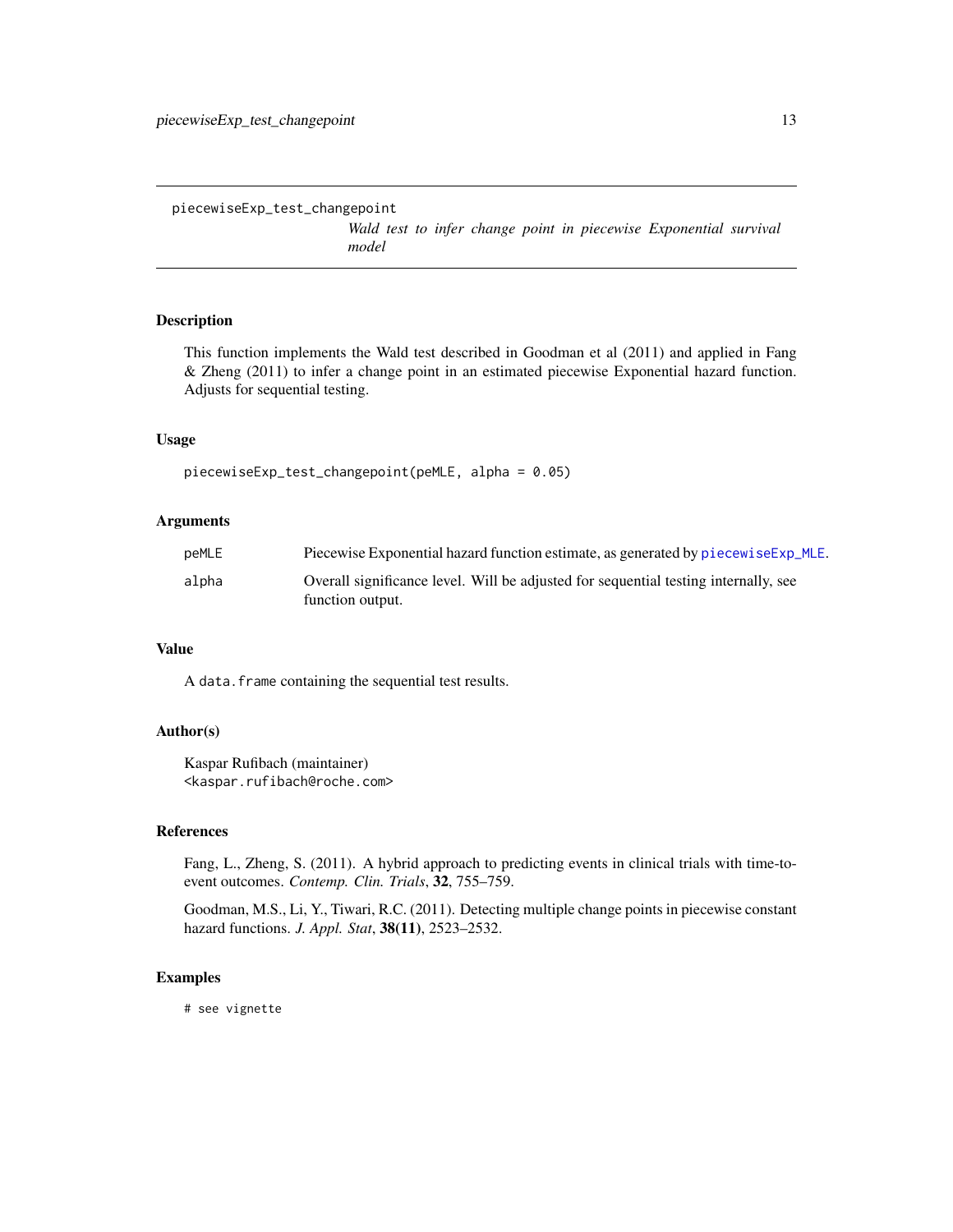piecewiseExp_test_changepoint

*Wald test to infer change point in piecewise Exponential survival model*

## Description

This function implements the Wald test described in Goodman et al (2011) and applied in Fang & Zheng (2011) to infer a change point in an estimated piecewise Exponential hazard function. Adjusts for sequential testing.

## Usage

```
piecewiseExp_test_changepoint(peMLE, alpha = 0.05)
```

## Arguments

| | |
|---|---|
| peMLE | Piecewise Exponential hazard function estimate, as generated by piecewiseExp_MLE. |
| alpha | Overall significance level. Will be adjusted for sequential testing internally, see function output. |

## Value

A `data.frame` containing the sequential test results.

## Author(s)

Kaspar Rufibach (maintainer)
<kaspar.rufibach@roche.com>

## References

Fang, L., Zheng, S. (2011). A hybrid approach to predicting events in clinical trials with time-to-event outcomes. *Contemp. Clin. Trials*, **32**, 755–759.

Goodman, M.S., Li, Y., Tiwari, R.C. (2011). Detecting multiple change points in piecewise constant hazard functions. *J. Appl. Stat*, **38(11)**, 2523–2532.

## Examples

```
# see vignette
```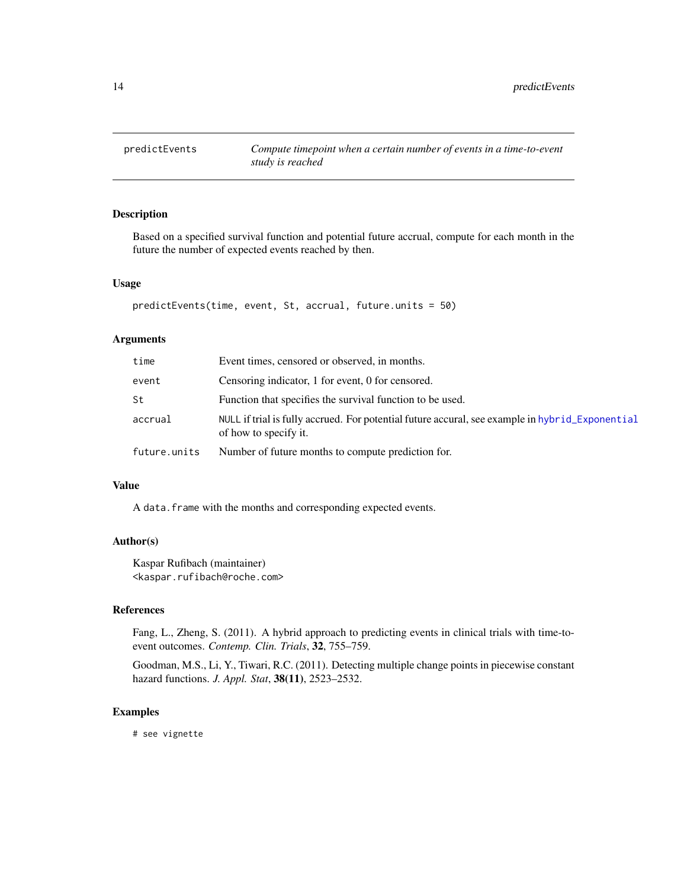## predictEvents — *Compute timepoint when a certain number of events in a time-to-event study is reached*

### Description

Based on a specified survival function and potential future accrual, compute for each month in the future the number of expected events reached by then.

### Usage

```
predictEvents(time, event, St, accrual, future.units = 50)
```

### Arguments

| | |
|---|---|
| `time` | Event times, censored or observed, in months. |
| `event` | Censoring indicator, 1 for event, 0 for censored. |
| `St` | Function that specifies the survival function to be used. |
| `accrual` | `NULL` if trial is fully accrued. For potential future accural, see example in `hybrid_Exponential` of how to specify it. |
| `future.units` | Number of future months to compute prediction for. |

### Value

A `data.frame` with the months and corresponding expected events.

### Author(s)

Kaspar Rufibach (maintainer)
`<kaspar.rufibach@roche.com>`

### References

Fang, L., Zheng, S. (2011). A hybrid approach to predicting events in clinical trials with time-to-event outcomes. *Contemp. Clin. Trials*, **32**, 755–759.

Goodman, M.S., Li, Y., Tiwari, R.C. (2011). Detecting multiple change points in piecewise constant hazard functions. *J. Appl. Stat*, **38(11)**, 2523–2532.

### Examples

```
# see vignette
```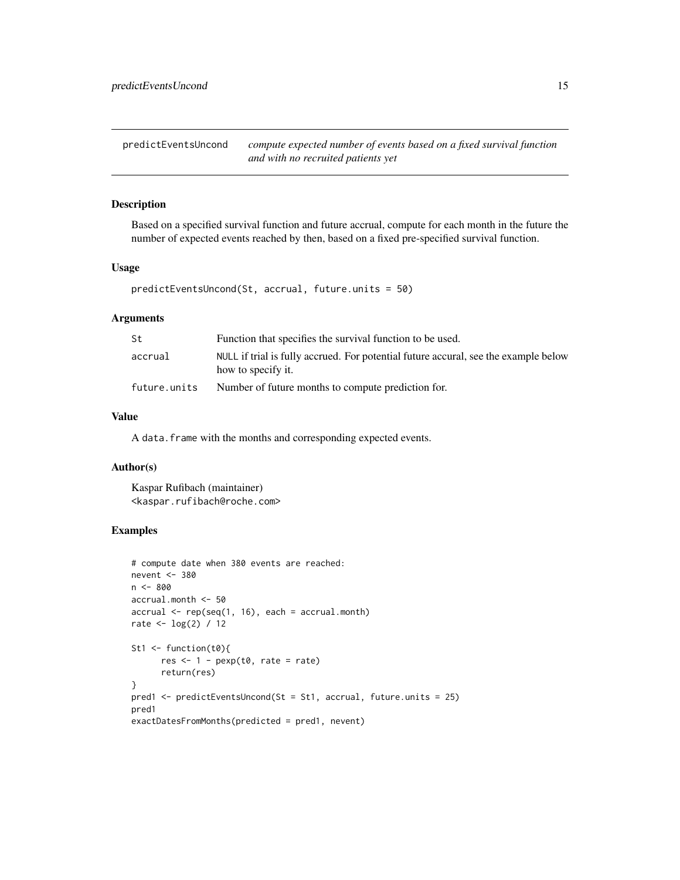predictEventsUncond    *compute expected number of events based on a fixed survival function and with no recruited patients yet*

## Description

Based on a specified survival function and future accrual, compute for each month in the future the number of expected events reached by then, based on a fixed pre-specified survival function.

## Usage

```
predictEventsUncond(St, accrual, future.units = 50)
```

## Arguments

| | |
|---|---|
| St | Function that specifies the survival function to be used. |
| accrual | NULL if trial is fully accrued. For potential future accural, see the example below how to specify it. |
| future.units | Number of future months to compute prediction for. |

## Value

A data.frame with the months and corresponding expected events.

## Author(s)

Kaspar Rufibach (maintainer)
<kaspar.rufibach@roche.com>

## Examples

```
# compute date when 380 events are reached:
nevent <- 380
n <- 800
accrual.month <- 50
accrual <- rep(seq(1, 16), each = accrual.month)
rate <- log(2) / 12

St1 <- function(t0){
      res <- 1 - pexp(t0, rate = rate)
      return(res)
}
pred1 <- predictEventsUncond(St = St1, accrual, future.units = 25)
pred1
exactDatesFromMonths(predicted = pred1, nevent)
```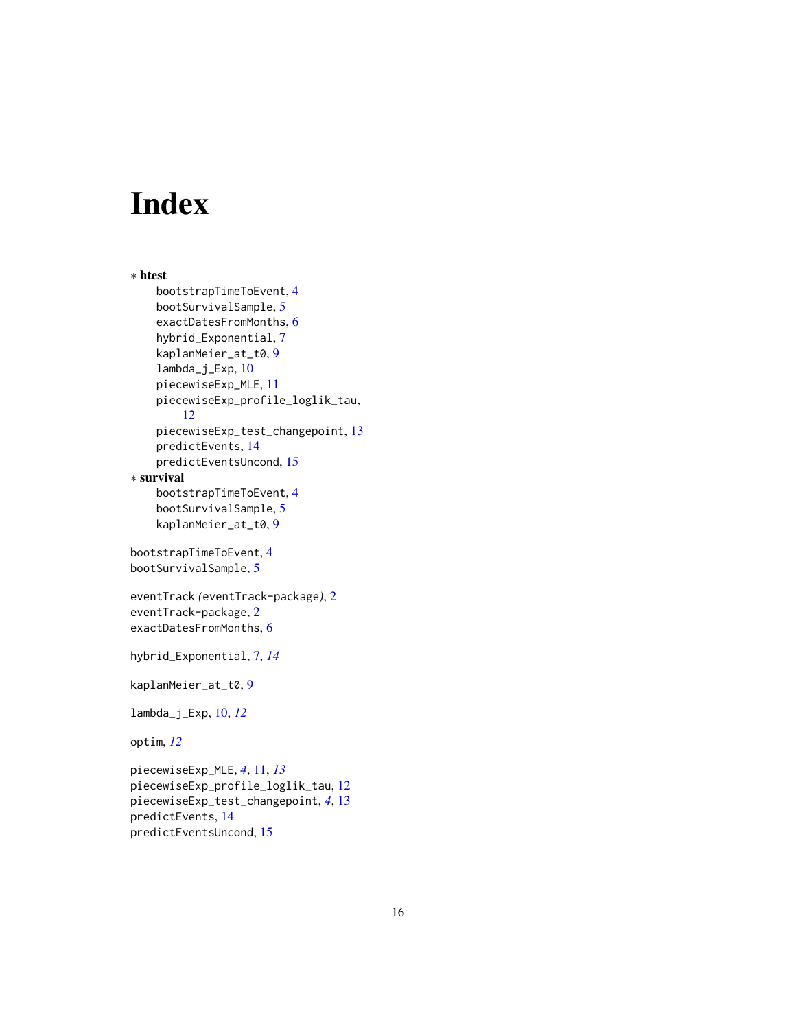# Index

∗ **htest**
- bootstrapTimeToEvent, 4
- bootSurvivalSample, 5
- exactDatesFromMonths, 6
- hybrid_Exponential, 7
- kaplanMeier_at_t0, 9
- lambda_j_Exp, 10
- piecewiseExp_MLE, 11
- piecewiseExp_profile_loglik_tau, 12
- piecewiseExp_test_changepoint, 13
- predictEvents, 14
- predictEventsUncond, 15

∗ **survival**
- bootstrapTimeToEvent, 4
- bootSurvivalSample, 5
- kaplanMeier_at_t0, 9

bootstrapTimeToEvent, 4
bootSurvivalSample, 5

eventTrack *(*eventTrack-package*)*, 2
eventTrack-package, 2
exactDatesFromMonths, 6

hybrid_Exponential, 7, *14*

kaplanMeier_at_t0, 9

lambda_j_Exp, 10, *12*

optim, *12*

piecewiseExp_MLE, *4*, 11, *13*
piecewiseExp_profile_loglik_tau, 12
piecewiseExp_test_changepoint, *4*, 13
predictEvents, 14
predictEventsUncond, 15